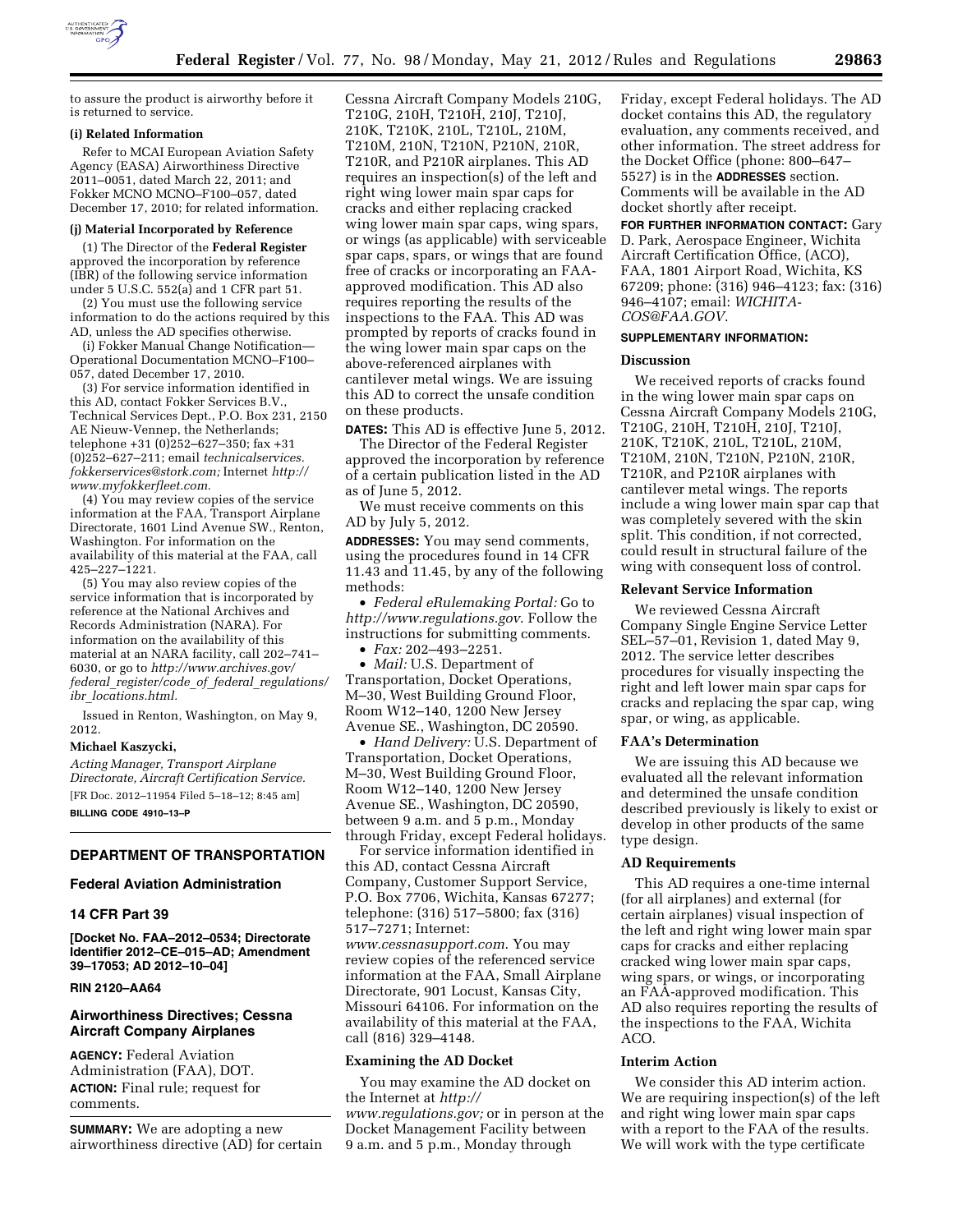to assure the product is airworthy before it is returned to service.

**(i) Related Information**

Refer to MCAI European Aviation Safety Agency (EASA) Airworthiness Directive 2011–0051, dated March 22, 2011; and Fokker MCNO MCNO–F100–057, dated December 17, 2010; for related information.

**(j) Material Incorporated by Reference**

(1) The Director of the **Federal Register** approved the incorporation by reference (IBR) of the following service information under 5 U.S.C. 552(a) and 1 CFR part 51.

(2) You must use the following service information to do the actions required by this AD, unless the AD specifies otherwise.

(i) Fokker Manual Change Notification—Operational Documentation MCNO–F100–057, dated December 17, 2010.

(3) For service information identified in this AD, contact Fokker Services B.V., Technical Services Dept., P.O. Box 231, 2150 AE Nieuw-Vennep, the Netherlands; telephone +31 (0)252–627–350; fax +31 (0)252–627–211; email *technicalservices.fokkerservices@stork.com;* Internet *http://www.myfokkerfleet.com.*

(4) You may review copies of the service information at the FAA, Transport Airplane Directorate, 1601 Lind Avenue SW., Renton, Washington. For information on the availability of this material at the FAA, call 425–227–1221.

(5) You may also review copies of the service information that is incorporated by reference at the National Archives and Records Administration (NARA). For information on the availability of this material at an NARA facility, call 202–741–6030, or go to *http://www.archives.gov/federal_register/code_of_federal_regulations/ibr_locations.html.*

Issued in Renton, Washington, on May 9, 2012.

**Michael Kaszycki,**

*Acting Manager, Transport Airplane Directorate, Aircraft Certification Service.*

[FR Doc. 2012–11954 Filed 5–18–12; 8:45 am]

**BILLING CODE 4910–13–P**

## DEPARTMENT OF TRANSPORTATION

### Federal Aviation Administration

### 14 CFR Part 39

**[Docket No. FAA–2012–0534; Directorate Identifier 2012–CE–015–AD; Amendment 39–17053; AD 2012–10–04]**

**RIN 2120–AA64**

### Airworthiness Directives; Cessna Aircraft Company Airplanes

**AGENCY:** Federal Aviation Administration (FAA), DOT.

**ACTION:** Final rule; request for comments.

**SUMMARY:** We are adopting a new airworthiness directive (AD) for certain Cessna Aircraft Company Models 210G, T210G, 210H, T210H, 210J, T210J, 210K, T210K, 210L, T210L, 210M, T210M, 210N, T210N, P210N, 210R, T210R, and P210R airplanes. This AD requires an inspection(s) of the left and right wing lower main spar caps for cracks and either replacing cracked wing lower main spar caps, wing spars, or wings (as applicable) with serviceable spar caps, spars, or wings that are found free of cracks or incorporating an FAA-approved modification. This AD also requires reporting the results of the inspections to the FAA. This AD was prompted by reports of cracks found in the wing lower main spar caps on the above-referenced airplanes with cantilever metal wings. We are issuing this AD to correct the unsafe condition on these products.

**DATES:** This AD is effective June 5, 2012.

The Director of the Federal Register approved the incorporation by reference of a certain publication listed in the AD as of June 5, 2012.

We must receive comments on this AD by July 5, 2012.

**ADDRESSES:** You may send comments, using the procedures found in 14 CFR 11.43 and 11.45, by any of the following methods:

- *Federal eRulemaking Portal:* Go to *http://www.regulations.gov*. Follow the instructions for submitting comments.
- *Fax:* 202–493–2251.
- *Mail:* U.S. Department of Transportation, Docket Operations, M–30, West Building Ground Floor, Room W12–140, 1200 New Jersey Avenue SE., Washington, DC 20590.
- *Hand Delivery:* U.S. Department of Transportation, Docket Operations, M–30, West Building Ground Floor, Room W12–140, 1200 New Jersey Avenue SE., Washington, DC 20590, between 9 a.m. and 5 p.m., Monday through Friday, except Federal holidays.

For service information identified in this AD, contact Cessna Aircraft Company, Customer Support Service, P.O. Box 7706, Wichita, Kansas 67277; telephone: (316) 517–5800; fax (316) 517–7271; Internet: *www.cessnasupport.com*. You may review copies of the referenced service information at the FAA, Small Airplane Directorate, 901 Locust, Kansas City, Missouri 64106. For information on the availability of this material at the FAA, call (816) 329–4148.

#### Examining the AD Docket

You may examine the AD docket on the Internet at *http://www.regulations.gov;* or in person at the Docket Management Facility between 9 a.m. and 5 p.m., Monday through Friday, except Federal holidays. The AD docket contains this AD, the regulatory evaluation, any comments received, and other information. The street address for the Docket Office (phone: 800–647–5527) is in the **ADDRESSES** section. Comments will be available in the AD docket shortly after receipt.

**FOR FURTHER INFORMATION CONTACT:** Gary D. Park, Aerospace Engineer, Wichita Aircraft Certification Office, (ACO), FAA, 1801 Airport Road, Wichita, KS 67209; phone: (316) 946–4123; fax: (316) 946–4107; email: *WICHITA-COS@FAA.GOV*.

**SUPPLEMENTARY INFORMATION:**

#### Discussion

We received reports of cracks found in the wing lower main spar caps on Cessna Aircraft Company Models 210G, T210G, 210H, T210H, 210J, T210J, 210K, T210K, 210L, T210L, 210M, T210M, 210N, T210N, P210N, 210R, T210R, and P210R airplanes with cantilever metal wings. The reports include a wing lower main spar cap that was completely severed with the skin split. This condition, if not corrected, could result in structural failure of the wing with consequent loss of control.

#### Relevant Service Information

We reviewed Cessna Aircraft Company Single Engine Service Letter SEL–57–01, Revision 1, dated May 9, 2012. The service letter describes procedures for visually inspecting the right and left lower main spar caps for cracks and replacing the spar cap, wing spar, or wing, as applicable.

#### FAA's Determination

We are issuing this AD because we evaluated all the relevant information and determined the unsafe condition described previously is likely to exist or develop in other products of the same type design.

#### AD Requirements

This AD requires a one-time internal (for all airplanes) and external (for certain airplanes) visual inspection of the left and right wing lower main spar caps for cracks and either replacing cracked wing lower main spar caps, wing spars, or wings, or incorporating an FAA-approved modification. This AD also requires reporting the results of the inspections to the FAA, Wichita ACO.

#### Interim Action

We consider this AD interim action. We are requiring inspection(s) of the left and right wing lower main spar caps with a report to the FAA of the results. We will work with the type certificate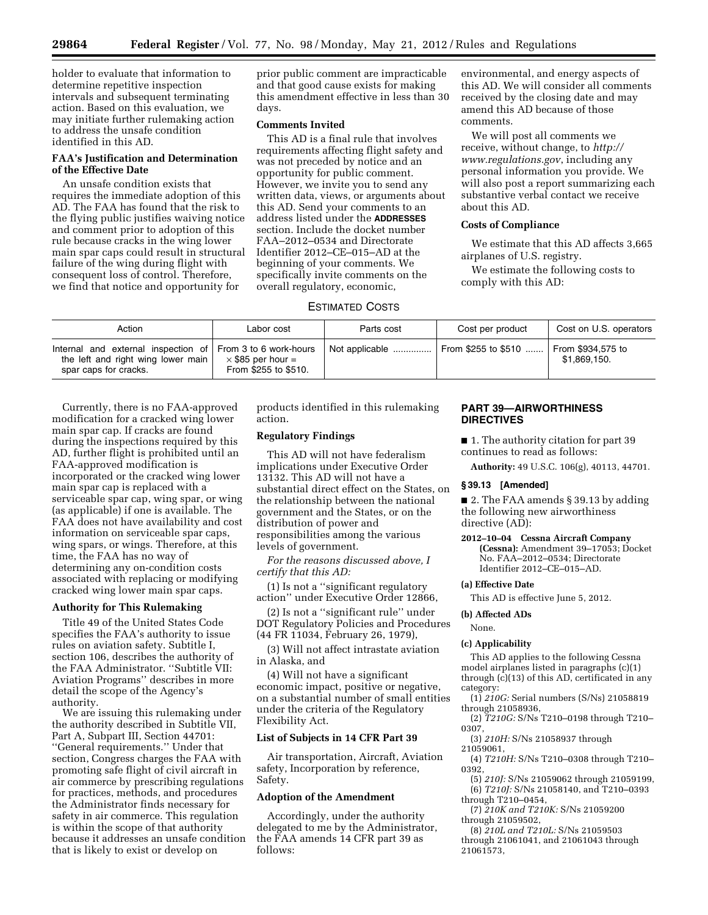holder to evaluate that information to determine repetitive inspection intervals and subsequent terminating action. Based on this evaluation, we may initiate further rulemaking action to address the unsafe condition identified in this AD.

**FAA's Justification and Determination of the Effective Date**

An unsafe condition exists that requires the immediate adoption of this AD. The FAA has found that the risk to the flying public justifies waiving notice and comment prior to adoption of this rule because cracks in the wing lower main spar caps could result in structural failure of the wing during flight with consequent loss of control. Therefore, we find that notice and opportunity for prior public comment are impracticable and that good cause exists for making this amendment effective in less than 30 days.

**Comments Invited**

This AD is a final rule that involves requirements affecting flight safety and was not preceded by notice and an opportunity for public comment. However, we invite you to send any written data, views, or arguments about this AD. Send your comments to an address listed under the **ADDRESSES** section. Include the docket number FAA–2012–0534 and Directorate Identifier 2012–CE–015–AD at the beginning of your comments. We specifically invite comments on the overall regulatory, economic, environmental, and energy aspects of this AD. We will consider all comments received by the closing date and may amend this AD because of those comments.

We will post all comments we receive, without change, to *http://www.regulations.gov*, including any personal information you provide. We will also post a report summarizing each substantive verbal contact we receive about this AD.

**Costs of Compliance**

We estimate that this AD affects 3,665 airplanes of U.S. registry.

We estimate the following costs to comply with this AD:

ESTIMATED COSTS

| Action | Labor cost | Parts cost | Cost per product | Cost on U.S. operators |
|---|---|---|---|---|
| Internal and external inspection of the left and right wing lower main spar caps for cracks. | From 3 to 6 work-hours × $85 per hour = From $255 to $510. | Not applicable | From $255 to $510 | From $934,575 to $1,869,150. |

Currently, there is no FAA-approved modification for a cracked wing lower main spar cap. If cracks are found during the inspections required by this AD, further flight is prohibited until an FAA-approved modification is incorporated or the cracked wing lower main spar cap is replaced with a serviceable spar cap, wing spar, or wing (as applicable) if one is available. The FAA does not have availability and cost information on serviceable spar caps, wing spars, or wings. Therefore, at this time, the FAA has no way of determining any on-condition costs associated with replacing or modifying cracked wing lower main spar caps.

**Authority for This Rulemaking**

Title 49 of the United States Code specifies the FAA's authority to issue rules on aviation safety. Subtitle I, section 106, describes the authority of the FAA Administrator. ''Subtitle VII: Aviation Programs'' describes in more detail the scope of the Agency's authority.

We are issuing this rulemaking under the authority described in Subtitle VII, Part A, Subpart III, Section 44701: ''General requirements.'' Under that section, Congress charges the FAA with promoting safe flight of civil aircraft in air commerce by prescribing regulations for practices, methods, and procedures the Administrator finds necessary for safety in air commerce. This regulation is within the scope of that authority because it addresses an unsafe condition that is likely to exist or develop on products identified in this rulemaking action.

**Regulatory Findings**

This AD will not have federalism implications under Executive Order 13132. This AD will not have a substantial direct effect on the States, on the relationship between the national government and the States, or on the distribution of power and responsibilities among the various levels of government.

*For the reasons discussed above, I certify that this AD:*

(1) Is not a ''significant regulatory action'' under Executive Order 12866,

(2) Is not a ''significant rule'' under DOT Regulatory Policies and Procedures (44 FR 11034, February 26, 1979),

(3) Will not affect intrastate aviation in Alaska, and

(4) Will not have a significant economic impact, positive or negative, on a substantial number of small entities under the criteria of the Regulatory Flexibility Act.

**List of Subjects in 14 CFR Part 39**

Air transportation, Aircraft, Aviation safety, Incorporation by reference, Safety.

**Adoption of the Amendment**

Accordingly, under the authority delegated to me by the Administrator, the FAA amends 14 CFR part 39 as follows:

## PART 39—AIRWORTHINESS DIRECTIVES

■ 1. The authority citation for part 39 continues to read as follows:

**Authority:** 49 U.S.C. 106(g), 40113, 44701.

### § 39.13 [Amended]

■ 2. The FAA amends § 39.13 by adding the following new airworthiness directive (AD):

**2012–10–04 Cessna Aircraft Company (Cessna):** Amendment 39–17053; Docket No. FAA–2012–0534; Directorate Identifier 2012–CE–015–AD.

**(a) Effective Date**

This AD is effective June 5, 2012.

**(b) Affected ADs**

None.

**(c) Applicability**

This AD applies to the following Cessna model airplanes listed in paragraphs (c)(1) through (c)(13) of this AD, certificated in any category:

(1) *210G:* Serial numbers (S/Ns) 21058819 through 21058936,

(2) *T210G:* S/Ns T210–0198 through T210–0307,

(3) *210H:* S/Ns 21058937 through 21059061,

(4) *T210H:* S/Ns T210–0308 through T210–0392,

(5) *210J:* S/Ns 21059062 through 21059199,

(6) *T210J:* S/Ns 21058140, and T210–0393 through T210–0454,

(7) *210K and T210K:* S/Ns 21059200 through 21059502,

(8) *210L and T210L:* S/Ns 21059503 through 21061041, and 21061043 through 21061573,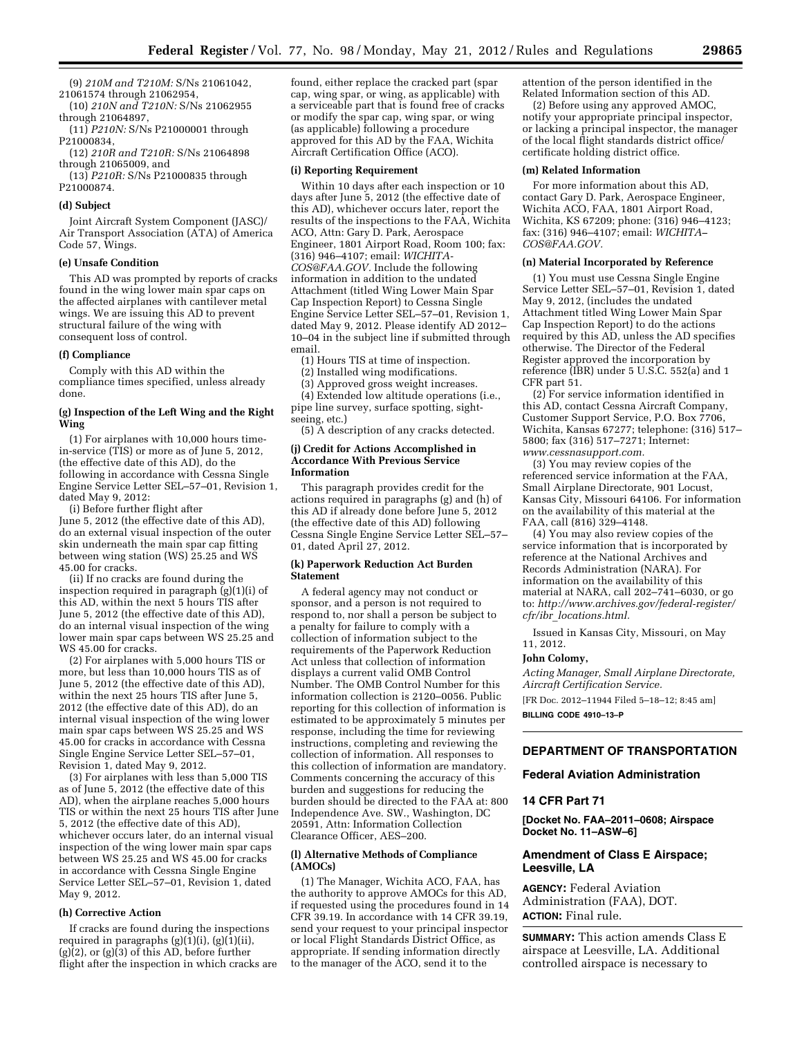(9) *210M and T210M:* S/Ns 21061042, 21061574 through 21062954,

(10) *210N and T210N:* S/Ns 21062955 through 21064897,

(11) *P210N:* S/Ns P21000001 through P21000834,

(12) *210R and T210R:* S/Ns 21064898 through 21065009, and

(13) *P210R:* S/Ns P21000835 through P21000874.

#### (d) Subject

Joint Aircraft System Component (JASC)/Air Transport Association (ATA) of America Code 57, Wings.

#### (e) Unsafe Condition

This AD was prompted by reports of cracks found in the wing lower main spar caps on the affected airplanes with cantilever metal wings. We are issuing this AD to prevent structural failure of the wing with consequent loss of control.

#### (f) Compliance

Comply with this AD within the compliance times specified, unless already done.

#### (g) Inspection of the Left Wing and the Right Wing

(1) For airplanes with 10,000 hours time-in-service (TIS) or more as of June 5, 2012, (the effective date of this AD), do the following in accordance with Cessna Single Engine Service Letter SEL–57–01, Revision 1, dated May 9, 2012:

(i) Before further flight after June 5, 2012 (the effective date of this AD), do an external visual inspection of the outer skin underneath the main spar cap fitting between wing station (WS) 25.25 and WS 45.00 for cracks.

(ii) If no cracks are found during the inspection required in paragraph (g)(1)(i) of this AD, within the next 5 hours TIS after June 5, 2012 (the effective date of this AD), do an internal visual inspection of the wing lower main spar caps between WS 25.25 and WS 45.00 for cracks.

(2) For airplanes with 5,000 hours TIS or more, but less than 10,000 hours TIS as of June 5, 2012 (the effective date of this AD), within the next 25 hours TIS after June 5, 2012 (the effective date of this AD), do an internal visual inspection of the wing lower main spar caps between WS 25.25 and WS 45.00 for cracks in accordance with Cessna Single Engine Service Letter SEL–57–01, Revision 1, dated May 9, 2012.

(3) For airplanes with less than 5,000 TIS as of June 5, 2012 (the effective date of this AD), when the airplane reaches 5,000 hours TIS or within the next 25 hours TIS after June 5, 2012 (the effective date of this AD), whichever occurs later, do an internal visual inspection of the wing lower main spar caps between WS 25.25 and WS 45.00 for cracks in accordance with Cessna Single Engine Service Letter SEL–57–01, Revision 1, dated May 9, 2012.

#### (h) Corrective Action

If cracks are found during the inspections required in paragraphs (g)(1)(i), (g)(1)(ii), (g)(2), or (g)(3) of this AD, before further flight after the inspection in which cracks are found, either replace the cracked part (spar cap, wing spar, or wing, as applicable) with a serviceable part that is found free of cracks or modify the spar cap, wing spar, or wing (as applicable) following a procedure approved for this AD by the FAA, Wichita Aircraft Certification Office (ACO).

#### (i) Reporting Requirement

Within 10 days after each inspection or 10 days after June 5, 2012 (the effective date of this AD), whichever occurs later, report the results of the inspections to the FAA, Wichita ACO, Attn: Gary D. Park, Aerospace Engineer, 1801 Airport Road, Room 100; fax: (316) 946–4107; email: *WICHITA-COS@FAA.GOV.* Include the following information in addition to the undated Attachment (titled Wing Lower Main Spar Cap Inspection Report) to Cessna Single Engine Service Letter SEL–57–01, Revision 1, dated May 9, 2012. Please identify AD 2012–10–04 in the subject line if submitted through email.

(1) Hours TIS at time of inspection.

(2) Installed wing modifications.

(3) Approved gross weight increases.

(4) Extended low altitude operations (i.e., pipe line survey, surface spotting, sight-seeing, etc.)

(5) A description of any cracks detected.

#### (j) Credit for Actions Accomplished in Accordance With Previous Service Information

This paragraph provides credit for the actions required in paragraphs (g) and (h) of this AD if already done before June 5, 2012 (the effective date of this AD) following Cessna Single Engine Service Letter SEL–57–01, dated April 27, 2012.

#### (k) Paperwork Reduction Act Burden Statement

A federal agency may not conduct or sponsor, and a person is not required to respond to, nor shall a person be subject to a penalty for failure to comply with a collection of information subject to the requirements of the Paperwork Reduction Act unless that collection of information displays a current valid OMB Control Number. The OMB Control Number for this information collection is 2120–0056. Public reporting for this collection of information is estimated to be approximately 5 minutes per response, including the time for reviewing instructions, completing and reviewing the collection of information. All responses to this collection of information are mandatory. Comments concerning the accuracy of this burden and suggestions for reducing the burden should be directed to the FAA at: 800 Independence Ave. SW., Washington, DC 20591, Attn: Information Collection Clearance Officer, AES–200.

#### (l) Alternative Methods of Compliance (AMOCs)

(1) The Manager, Wichita ACO, FAA, has the authority to approve AMOCs for this AD, if requested using the procedures found in 14 CFR 39.19. In accordance with 14 CFR 39.19, send your request to your principal inspector or local Flight Standards District Office, as appropriate. If sending information directly to the manager of the ACO, send it to the attention of the person identified in the Related Information section of this AD.

(2) Before using any approved AMOC, notify your appropriate principal inspector, or lacking a principal inspector, the manager of the local flight standards district office/certificate holding district office.

#### (m) Related Information

For more information about this AD, contact Gary D. Park, Aerospace Engineer, Wichita ACO, FAA, 1801 Airport Road, Wichita, KS 67209; phone: (316) 946–4123; fax: (316) 946–4107; email: *WICHITA–COS@FAA.GOV.*

#### (n) Material Incorporated by Reference

(1) You must use Cessna Single Engine Service Letter SEL–57–01, Revision 1, dated May 9, 2012, (includes the undated Attachment titled Wing Lower Main Spar Cap Inspection Report) to do the actions required by this AD, unless the AD specifies otherwise. The Director of the Federal Register approved the incorporation by reference (IBR) under 5 U.S.C. 552(a) and 1 CFR part 51.

(2) For service information identified in this AD, contact Cessna Aircraft Company, Customer Support Service, P.O. Box 7706, Wichita, Kansas 67277; telephone: (316) 517–5800; fax (316) 517–7271; Internet: *www.cessnasupport.com.*

(3) You may review copies of the referenced service information at the FAA, Small Airplane Directorate, 901 Locust, Kansas City, Missouri 64106. For information on the availability of this material at the FAA, call (816) 329–4148.

(4) You may also review copies of the service information that is incorporated by reference at the National Archives and Records Administration (NARA). For information on the availability of this material at NARA, call 202–741–6030, or go to: *http://www.archives.gov/federal-register/cfr/ibr_locations.html.*

Issued in Kansas City, Missouri, on May 11, 2012.

**John Colomy,**

*Acting Manager, Small Airplane Directorate, Aircraft Certification Service.*

[FR Doc. 2012–11944 Filed 5–18–12; 8:45 am]

**BILLING CODE 4910–13–P**

---

## DEPARTMENT OF TRANSPORTATION

### Federal Aviation Administration

### 14 CFR Part 71

**[Docket No. FAA–2011–0608; Airspace Docket No. 11–ASW–6]**

### Amendment of Class E Airspace; Leesville, LA

**AGENCY:** Federal Aviation Administration (FAA), DOT.

**ACTION:** Final rule.

**SUMMARY:** This action amends Class E airspace at Leesville, LA. Additional controlled airspace is necessary to